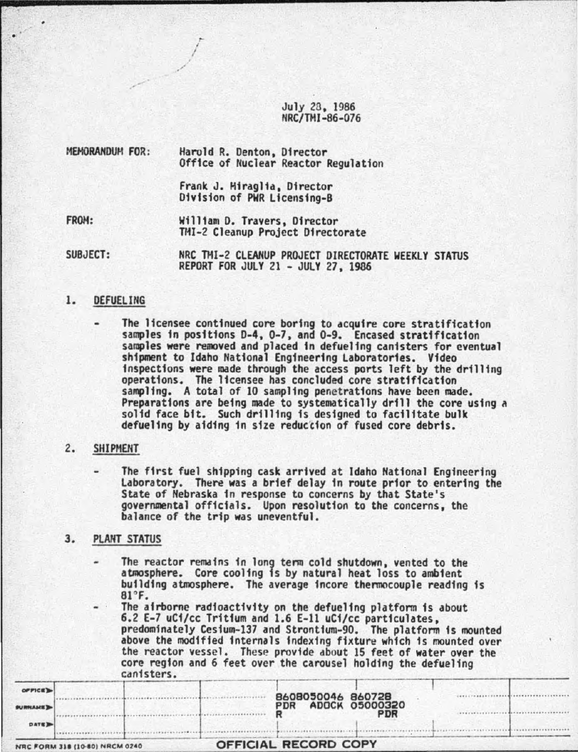July 28, 1986
NRC/TMI-86-076

MEMORANDUM FOR: Harold R. Denton, Director
Office of Nuclear Reactor Regulation

Frank J. Miraglia, Director
Division of PWR Licensing-B

FROM: William D. Travers, Director
TMI-2 Cleanup Project Directorate

SUBJECT: NRC TMI-2 CLEANUP PROJECT DIRECTORATE WEEKLY STATUS REPORT FOR JULY 21 - JULY 27, 1986

## 1. DEFUELING

- The licensee continued core boring to acquire core stratification samples in positions D-4, O-7, and O-9. Encased stratification samples were removed and placed in defueling canisters for eventual shipment to Idaho National Engineering Laboratories. Video inspections were made through the access ports left by the drilling operations. The licensee has concluded core stratification sampling. A total of 10 sampling penetrations have been made. Preparations are being made to systematically drill the core using a solid face bit. Such drilling is designed to facilitate bulk defueling by aiding in size reduction of fused core debris.

## 2. SHIPMENT

- The first fuel shipping cask arrived at Idaho National Engineering Laboratory. There was a brief delay in route prior to entering the State of Nebraska in response to concerns by that State's governmental officials. Upon resolution to the concerns, the balance of the trip was uneventful.

## 3. PLANT STATUS

- The reactor remains in long term cold shutdown, vented to the atmosphere. Core cooling is by natural heat loss to ambient building atmosphere. The average incore thermocouple reading is 81°F.
- The airborne radioactivity on the defueling platform is about 6.2 E-7 uCi/cc Tritium and 1.6 E-11 uCi/cc particulates, predominately Cesium-137 and Strontium-90. The platform is mounted above the modified internals indexing fixture which is mounted over the reactor vessel. These provide about 15 feet of water over the core region and 6 feet over the carousel holding the defueling canisters.

8608050046 860728
PDR ADOCK 05000320
R PDR

OFFICIAL RECORD COPY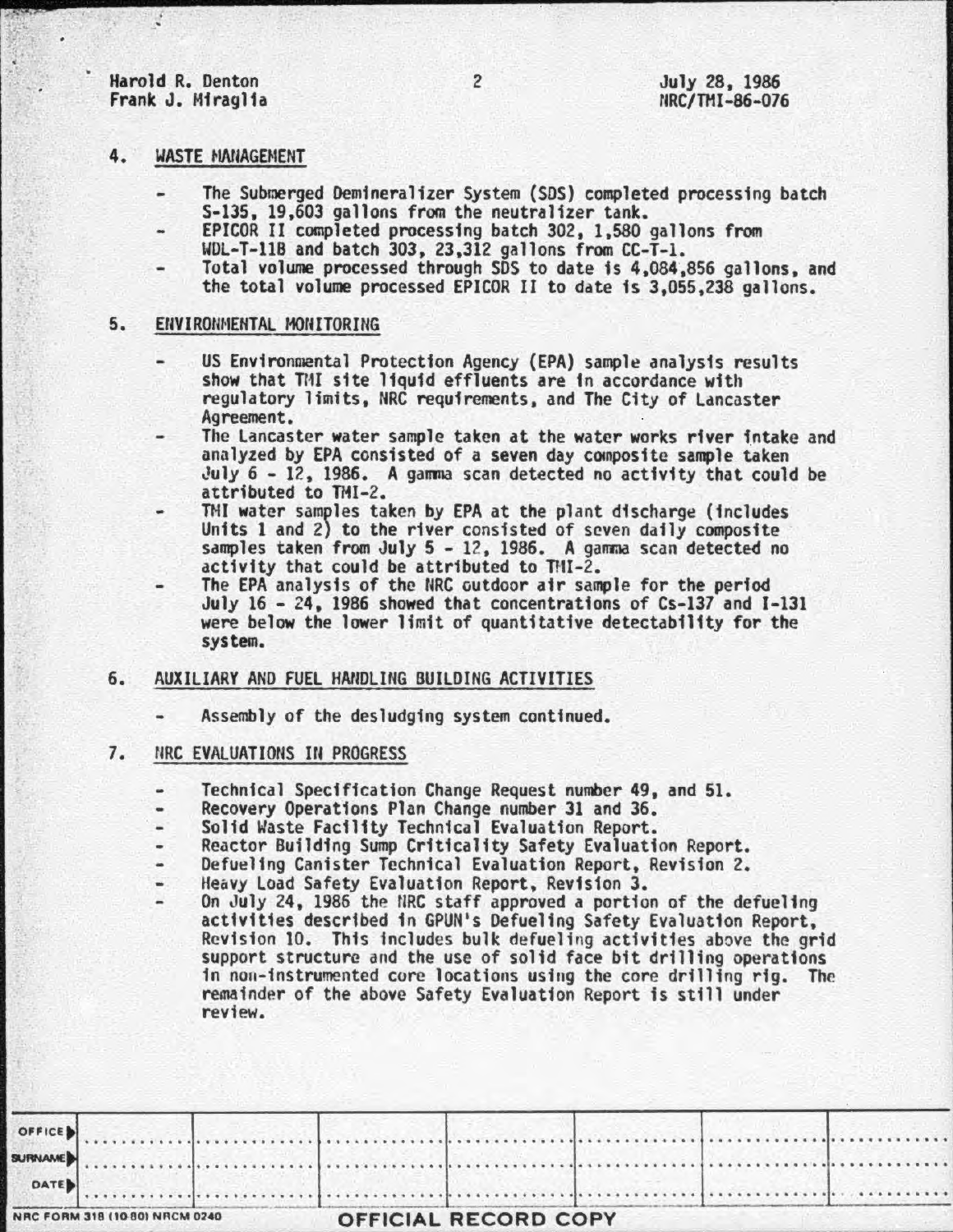## 4. WASTE MANAGEMENT

- The Submerged Demineralizer System (SDS) completed processing batch S-135, 19,603 gallons from the neutralizer tank.
- EPICOR II completed processing batch 302, 1,580 gallons from WDL-T-11B and batch 303, 23,312 gallons from CC-T-1.
- Total volume processed through SDS to date is 4,084,856 gallons, and the total volume processed EPICOR II to date is 3,055,238 gallons.

## 5. ENVIRONMENTAL MONITORING

- US Environmental Protection Agency (EPA) sample analysis results show that TMI site liquid effluents are in accordance with regulatory limits, NRC requirements, and The City of Lancaster Agreement.
- The Lancaster water sample taken at the water works river intake and analyzed by EPA consisted of a seven day composite sample taken July 6 - 12, 1986. A gamma scan detected no activity that could be attributed to TMI-2.
- TMI water samples taken by EPA at the plant discharge (includes Units 1 and 2) to the river consisted of seven daily composite samples taken from July 5 - 12, 1986. A gamma scan detected no activity that could be attributed to TMI-2.
- The EPA analysis of the NRC outdoor air sample for the period July 16 - 24, 1986 showed that concentrations of Cs-137 and I-131 were below the lower limit of quantitative detectability for the system.

## 6. AUXILIARY AND FUEL HANDLING BUILDING ACTIVITIES

- Assembly of the desludging system continued.

## 7. NRC EVALUATIONS IN PROGRESS

- Technical Specification Change Request number 49, and 51.
- Recovery Operations Plan Change number 31 and 36.
- Solid Waste Facility Technical Evaluation Report.
- Reactor Building Sump Criticality Safety Evaluation Report.
- Defueling Canister Technical Evaluation Report, Revision 2.
- Heavy Load Safety Evaluation Report, Revision 3.
- On July 24, 1986 the NRC staff approved a portion of the defueling activities described in GPUN's Defueling Safety Evaluation Report, Revision 10. This includes bulk defueling activities above the grid support structure and the use of solid face bit drilling operations in non-instrumented core locations using the core drilling rig. The remainder of the above Safety Evaluation Report is still under review.

| OFFICE | | | | | | | |
|---|---|---|---|---|---|---|---|
| SURNAME | | | | | | | |
| DATE | | | | | | | |

NRC FORM 318 (10-80) NRCM 0240 OFFICIAL RECORD COPY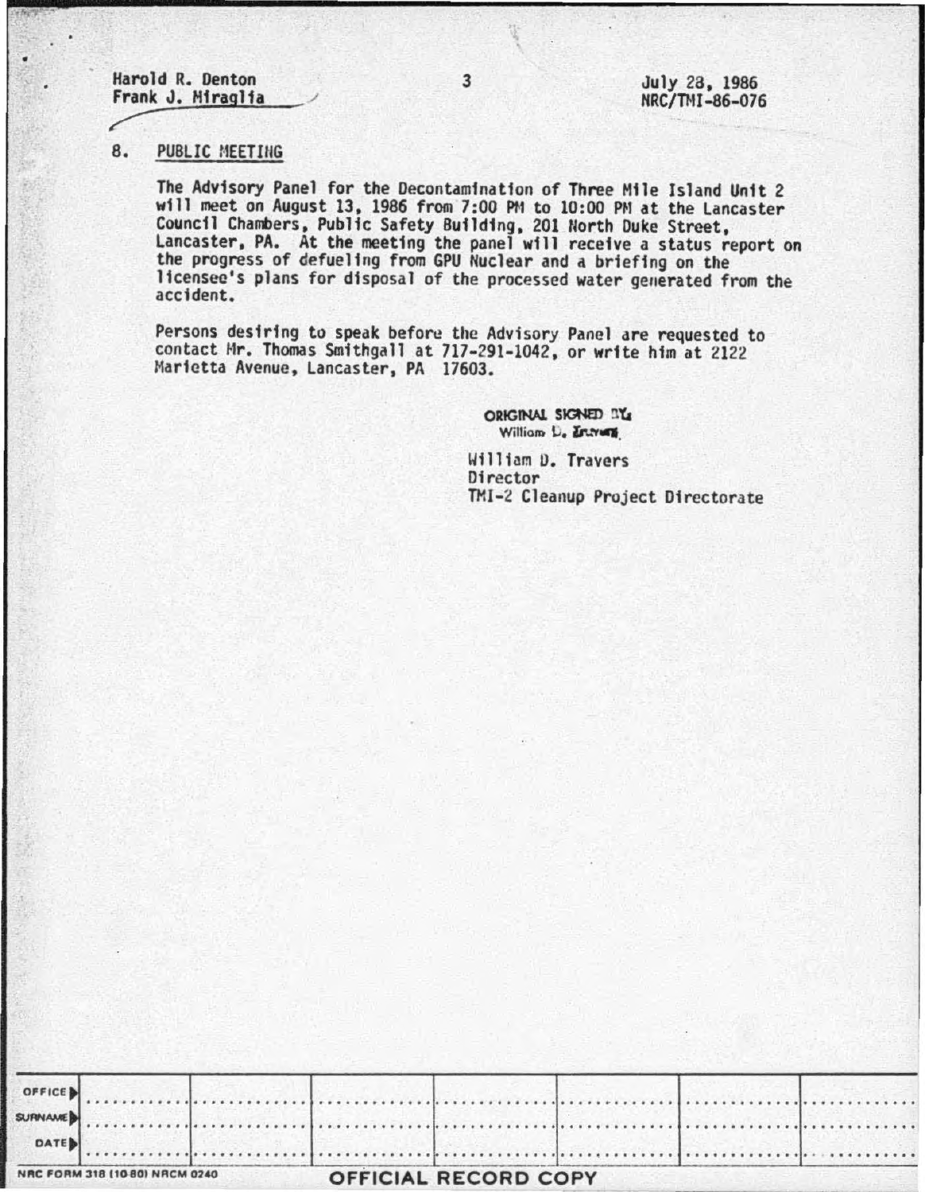## 8. PUBLIC MEETING

The Advisory Panel for the Decontamination of Three Mile Island Unit 2 will meet on August 13, 1986 from 7:00 PM to 10:00 PM at the Lancaster Council Chambers, Public Safety Building, 201 North Duke Street, Lancaster, PA. At the meeting the panel will receive a status report on the progress of defueling from GPU Nuclear and a briefing on the licensee's plans for disposal of the processed water generated from the accident.

Persons desiring to speak before the Advisory Panel are requested to contact Mr. Thomas Smithgall at 717-291-1042, or write him at 2122 Marietta Avenue, Lancaster, PA 17603.

ORIGINAL SIGNED BY
William D. Travers

William D. Travers
Director
TMI-2 Cleanup Project Directorate

| OFFICE ▶ | | | | | | | |
|---|---|---|---|---|---|---|---|
| SURNAME ▶ | | | | | | | |
| DATE ▶ | | | | | | | |

NRC FORM 318 (10 80) NRCM 0240

OFFICIAL RECORD COPY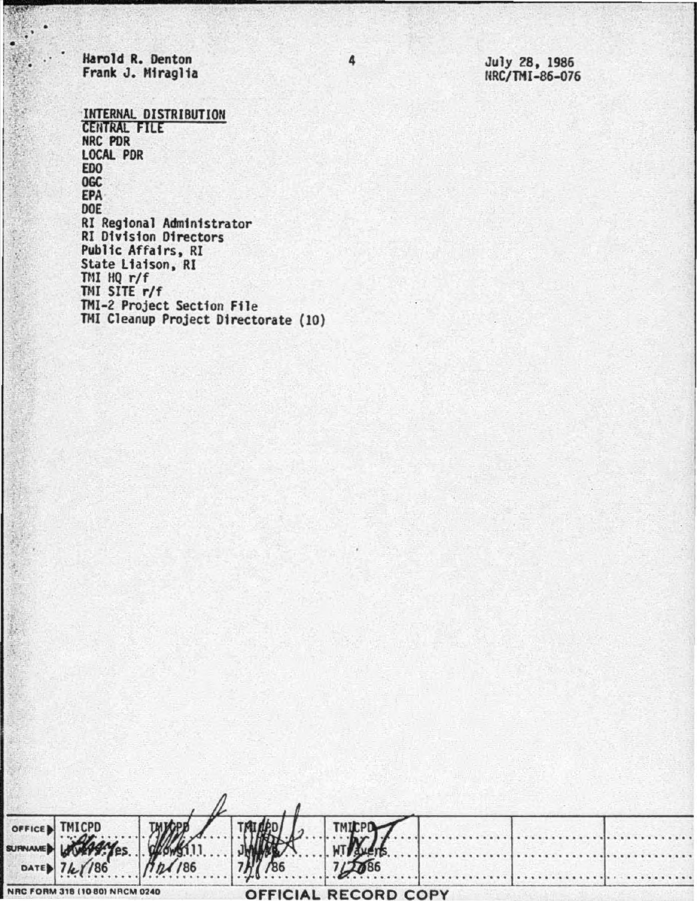Harold R. Denton
Frank J. Miraglia

July 28, 1986
NRC/TMI-86-076

INTERNAL DISTRIBUTION
CENTRAL FILE
NRC PDR
LOCAL PDR
EDO
OGC
EPA
DOE
RI Regional Administrator
RI Division Directors
Public Affairs, RI
State Liaison, RI
TMI HQ r/f
TMI SITE r/f
TMI-2 Project Section File
TMI Cleanup Project Directorate (10)

| | | | | | | | |
|---|---|---|---|---|---|---|---|
| OFFICE | TMICPD | TMICPD | TMICPD | TMICPD | | | |
| SURNAME | LThonus:jes | CCowgill | JWhite | WTravers | | | |
| DATE | 7/ /86 | 7/ /86 | 7/ /86 | 7/ /86 | | | |

NRC FORM 318 (10 80) NRCM 0240

OFFICIAL RECORD COPY